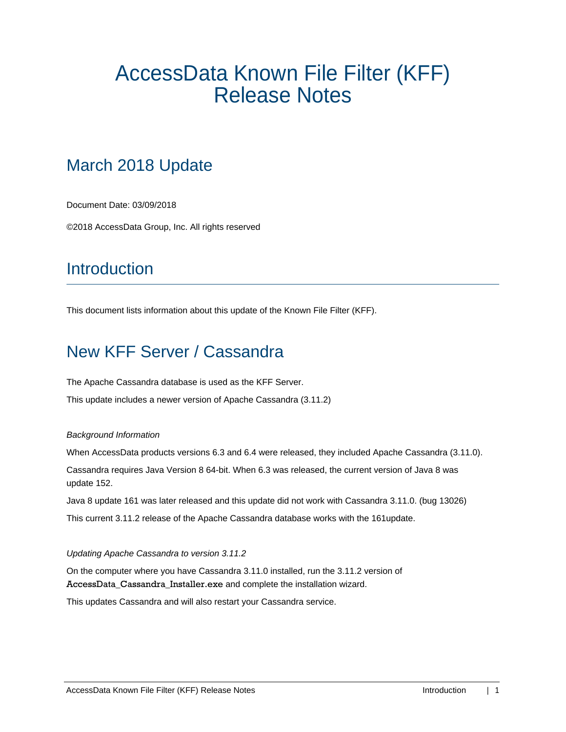# AccessData Known File Filter (KFF) Release Notes

## March 2018 Update

Document Date: 03/09/2018

©2018 AccessData Group, Inc. All rights reserved

## Introduction

This document lists information about this update of the Known File Filter (KFF).

## New KFF Server / Cassandra

The Apache Cassandra database is used as the KFF Server.

This update includes a newer version of Apache Cassandra (3.11.2)

*Background Information*

When AccessData products versions 6.3 and 6.4 were released, they included Apache Cassandra (3.11.0).

Cassandra requires Java Version 8 64-bit. When 6.3 was released, the current version of Java 8 was update 152.

Java 8 update 161 was later released and this update did not work with Cassandra 3.11.0. (bug 13026)

This current 3.11.2 release of the Apache Cassandra database works with the 161update.

*Updating Apache Cassandra to version 3.11.2*

On the computer where you have Cassandra 3.11.0 installed, run the 3.11.2 version of **AccessData_Cassandra_Installer.exe** and complete the installation wizard.

This updates Cassandra and will also restart your Cassandra service.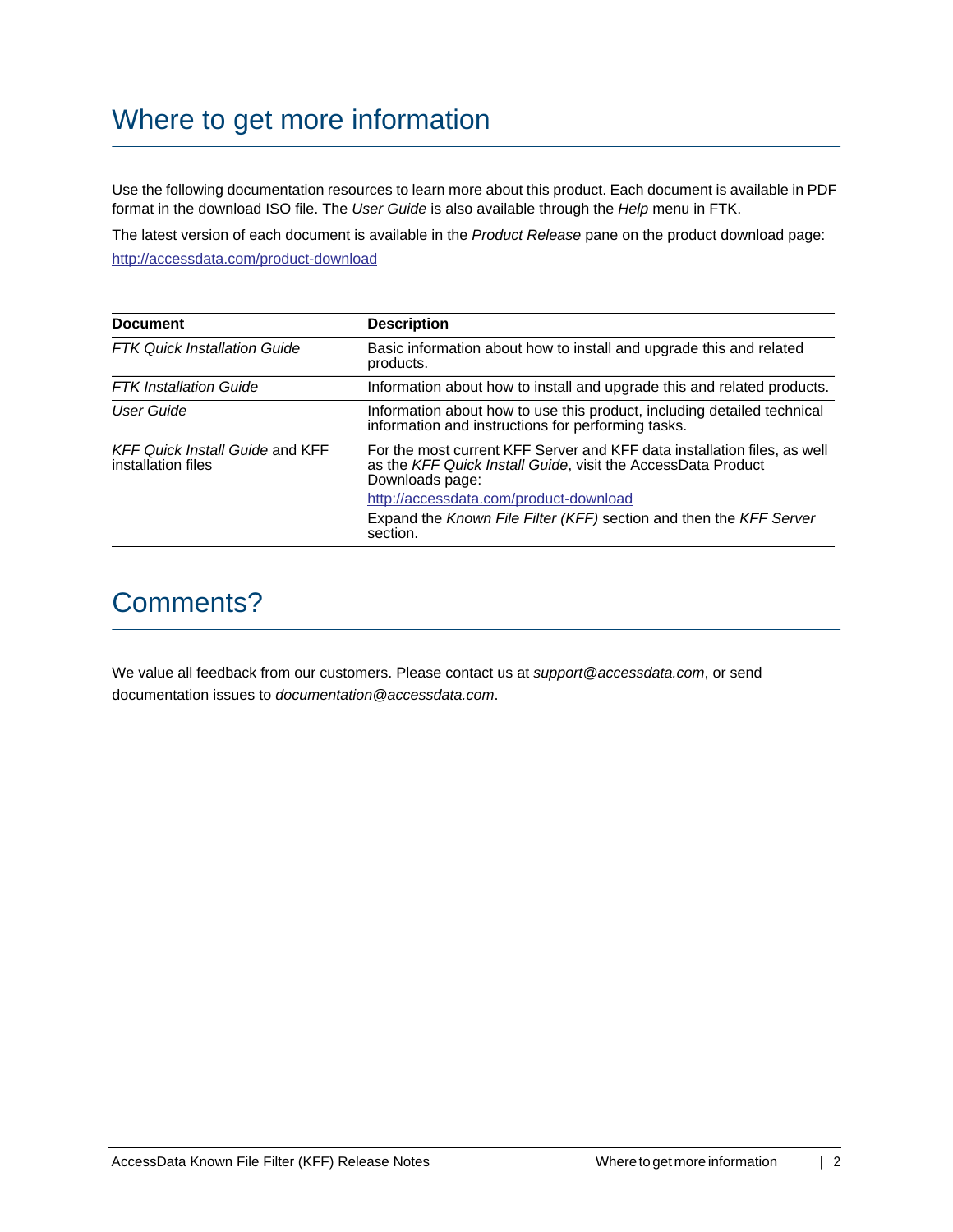# Where to get more information

Use the following documentation resources to learn more about this product. Each document is available in PDF format in the download ISO file. The *User Guide* is also available through the *Help* menu in FTK.

The latest version of each document is available in the *Product Release* pane on the product download page:

http://accessdata.com/product-download

| Document | Description |
|---|---|
| *FTK Quick Installation Guide* | Basic information about how to install and upgrade this and related products. |
| *FTK Installation Guide* | Information about how to install and upgrade this and related products. |
| *User Guide* | Information about how to use this product, including detailed technical information and instructions for performing tasks. |
| *KFF Quick Install Guide* and KFF installation files | For the most current KFF Server and KFF data installation files, as well as the *KFF Quick Install Guide*, visit the AccessData Product Downloads page: http://accessdata.com/product-download Expand the *Known File Filter (KFF)* section and then the *KFF Server* section. |

# Comments?

We value all feedback from our customers. Please contact us at *support@accessdata.com*, or send documentation issues to *documentation@accessdata.com*.